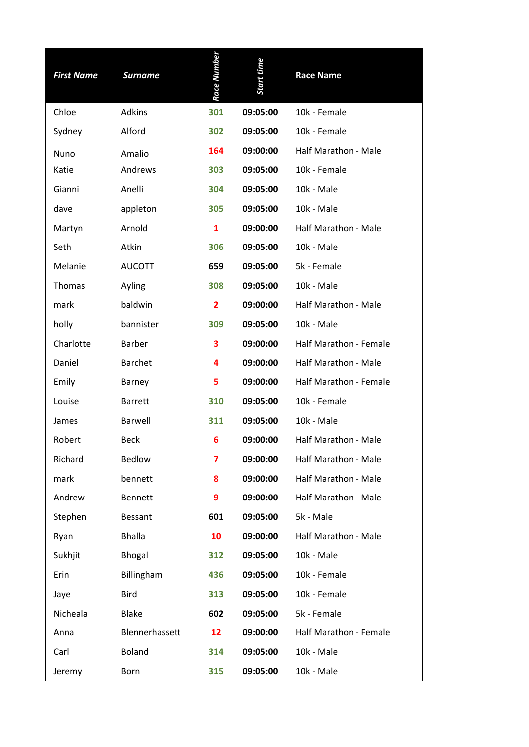| *First Name* | *Surname* | *Race Number* | *Start time* | Race Name |
|---|---|---|---|---|
| Chloe | Adkins | **301** | **09:05:00** | 10k - Female |
| Sydney | Alford | **302** | **09:05:00** | 10k - Female |
| Nuno | Amalio | **164** | **09:00:00** | Half Marathon - Male |
| Katie | Andrews | **303** | **09:05:00** | 10k - Female |
| Gianni | Anelli | **304** | **09:05:00** | 10k - Male |
| dave | appleton | **305** | **09:05:00** | 10k - Male |
| Martyn | Arnold | **1** | **09:00:00** | Half Marathon - Male |
| Seth | Atkin | **306** | **09:05:00** | 10k - Male |
| Melanie | AUCOTT | **659** | **09:05:00** | 5k - Female |
| Thomas | Ayling | **308** | **09:05:00** | 10k - Male |
| mark | baldwin | **2** | **09:00:00** | Half Marathon - Male |
| holly | bannister | **309** | **09:05:00** | 10k - Male |
| Charlotte | Barber | **3** | **09:00:00** | Half Marathon - Female |
| Daniel | Barchet | **4** | **09:00:00** | Half Marathon - Male |
| Emily | Barney | **5** | **09:00:00** | Half Marathon - Female |
| Louise | Barrett | **310** | **09:05:00** | 10k - Female |
| James | Barwell | **311** | **09:05:00** | 10k - Male |
| Robert | Beck | **6** | **09:00:00** | Half Marathon - Male |
| Richard | Bedlow | **7** | **09:00:00** | Half Marathon - Male |
| mark | bennett | **8** | **09:00:00** | Half Marathon - Male |
| Andrew | Bennett | **9** | **09:00:00** | Half Marathon - Male |
| Stephen | Bessant | **601** | **09:05:00** | 5k - Male |
| Ryan | Bhalla | **10** | **09:00:00** | Half Marathon - Male |
| Sukhjit | Bhogal | **312** | **09:05:00** | 10k - Male |
| Erin | Billingham | **436** | **09:05:00** | 10k - Female |
| Jaye | Bird | **313** | **09:05:00** | 10k - Female |
| Nicheala | Blake | **602** | **09:05:00** | 5k - Female |
| Anna | Blennerhassett | **12** | **09:00:00** | Half Marathon - Female |
| Carl | Boland | **314** | **09:05:00** | 10k - Male |
| Jeremy | Born | **315** | **09:05:00** | 10k - Male |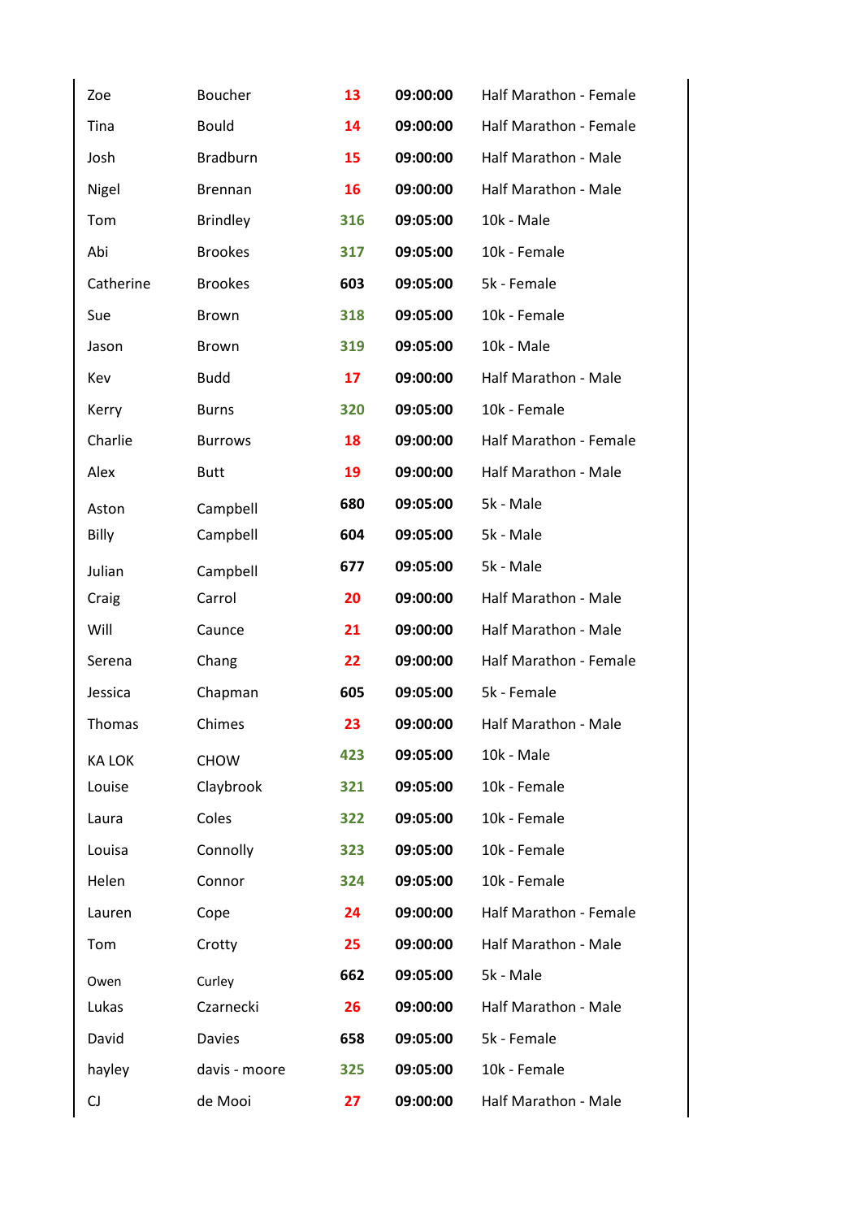| | | | | |
|---|---|---|---|---|
| Zoe | Boucher | 13 | 09:00:00 | Half Marathon - Female |
| Tina | Bould | 14 | 09:00:00 | Half Marathon - Female |
| Josh | Bradburn | 15 | 09:00:00 | Half Marathon - Male |
| Nigel | Brennan | 16 | 09:00:00 | Half Marathon - Male |
| Tom | Brindley | 316 | 09:05:00 | 10k - Male |
| Abi | Brookes | 317 | 09:05:00 | 10k - Female |
| Catherine | Brookes | 603 | 09:05:00 | 5k - Female |
| Sue | Brown | 318 | 09:05:00 | 10k - Female |
| Jason | Brown | 319 | 09:05:00 | 10k - Male |
| Kev | Budd | 17 | 09:00:00 | Half Marathon - Male |
| Kerry | Burns | 320 | 09:05:00 | 10k - Female |
| Charlie | Burrows | 18 | 09:00:00 | Half Marathon - Female |
| Alex | Butt | 19 | 09:00:00 | Half Marathon - Male |
| Aston | Campbell | 680 | 09:05:00 | 5k - Male |
| Billy | Campbell | 604 | 09:05:00 | 5k - Male |
| Julian | Campbell | 677 | 09:05:00 | 5k - Male |
| Craig | Carrol | 20 | 09:00:00 | Half Marathon - Male |
| Will | Caunce | 21 | 09:00:00 | Half Marathon - Male |
| Serena | Chang | 22 | 09:00:00 | Half Marathon - Female |
| Jessica | Chapman | 605 | 09:05:00 | 5k - Female |
| Thomas | Chimes | 23 | 09:00:00 | Half Marathon - Male |
| KA LOK | CHOW | 423 | 09:05:00 | 10k - Male |
| Louise | Claybrook | 321 | 09:05:00 | 10k - Female |
| Laura | Coles | 322 | 09:05:00 | 10k - Female |
| Louisa | Connolly | 323 | 09:05:00 | 10k - Female |
| Helen | Connor | 324 | 09:05:00 | 10k - Female |
| Lauren | Cope | 24 | 09:00:00 | Half Marathon - Female |
| Tom | Crotty | 25 | 09:00:00 | Half Marathon - Male |
| Owen | Curley | 662 | 09:05:00 | 5k - Male |
| Lukas | Czarnecki | 26 | 09:00:00 | Half Marathon - Male |
| David | Davies | 658 | 09:05:00 | 5k - Female |
| hayley | davis - moore | 325 | 09:05:00 | 10k - Female |
| CJ | de Mooi | 27 | 09:00:00 | Half Marathon - Male |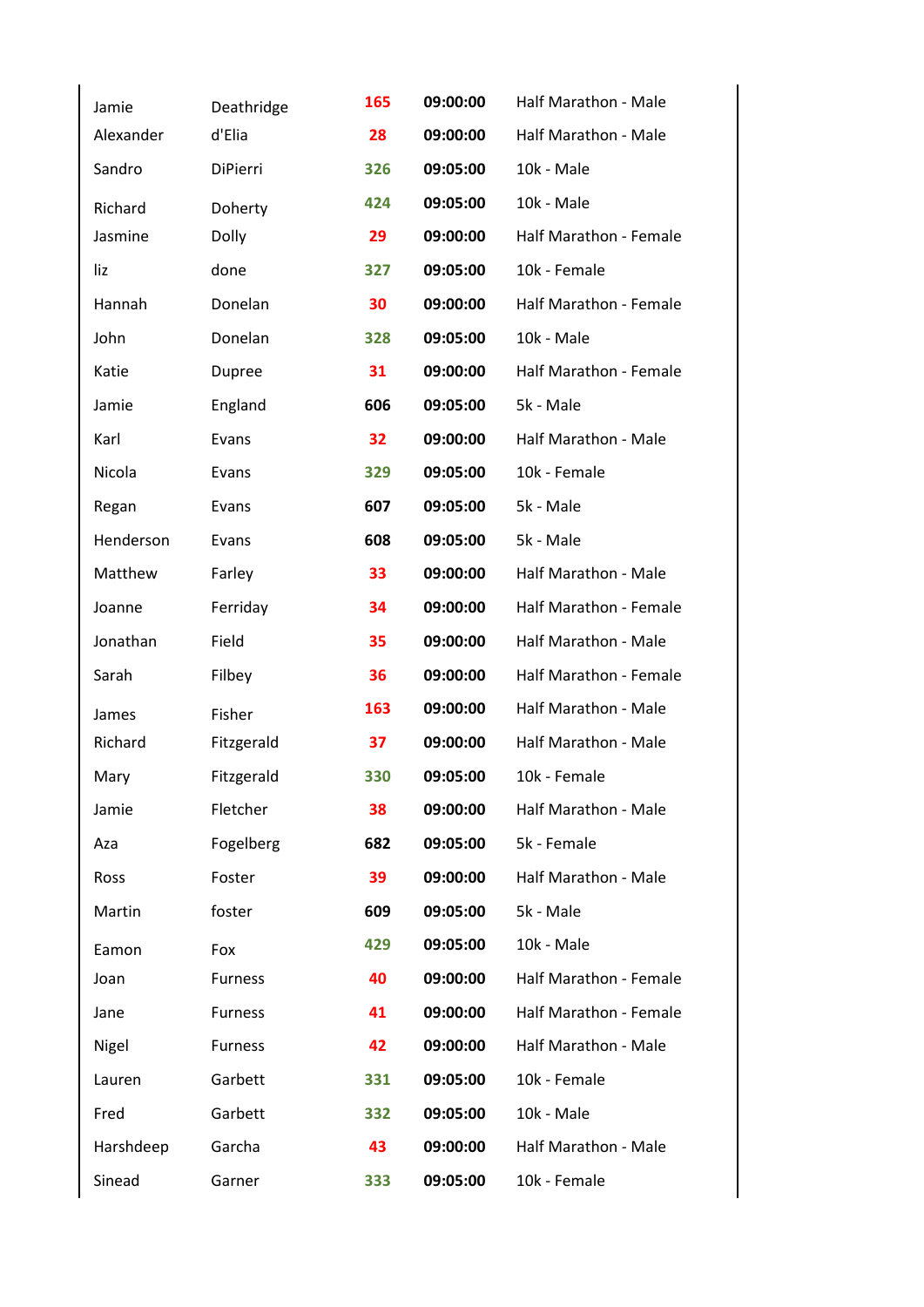| | | | | |
|---|---|---|---|---|
| Jamie | Deathridge | 165 | 09:00:00 | Half Marathon - Male |
| Alexander | d'Elia | 28 | 09:00:00 | Half Marathon - Male |
| Sandro | DiPierri | 326 | 09:05:00 | 10k - Male |
| Richard | Doherty | 424 | 09:05:00 | 10k - Male |
| Jasmine | Dolly | 29 | 09:00:00 | Half Marathon - Female |
| liz | done | 327 | 09:05:00 | 10k - Female |
| Hannah | Donelan | 30 | 09:00:00 | Half Marathon - Female |
| John | Donelan | 328 | 09:05:00 | 10k - Male |
| Katie | Dupree | 31 | 09:00:00 | Half Marathon - Female |
| Jamie | England | 606 | 09:05:00 | 5k - Male |
| Karl | Evans | 32 | 09:00:00 | Half Marathon - Male |
| Nicola | Evans | 329 | 09:05:00 | 10k - Female |
| Regan | Evans | 607 | 09:05:00 | 5k - Male |
| Henderson | Evans | 608 | 09:05:00 | 5k - Male |
| Matthew | Farley | 33 | 09:00:00 | Half Marathon - Male |
| Joanne | Ferriday | 34 | 09:00:00 | Half Marathon - Female |
| Jonathan | Field | 35 | 09:00:00 | Half Marathon - Male |
| Sarah | Filbey | 36 | 09:00:00 | Half Marathon - Female |
| James | Fisher | 163 | 09:00:00 | Half Marathon - Male |
| Richard | Fitzgerald | 37 | 09:00:00 | Half Marathon - Male |
| Mary | Fitzgerald | 330 | 09:05:00 | 10k - Female |
| Jamie | Fletcher | 38 | 09:00:00 | Half Marathon - Male |
| Aza | Fogelberg | 682 | 09:05:00 | 5k - Female |
| Ross | Foster | 39 | 09:00:00 | Half Marathon - Male |
| Martin | foster | 609 | 09:05:00 | 5k - Male |
| Eamon | Fox | 429 | 09:05:00 | 10k - Male |
| Joan | Furness | 40 | 09:00:00 | Half Marathon - Female |
| Jane | Furness | 41 | 09:00:00 | Half Marathon - Female |
| Nigel | Furness | 42 | 09:00:00 | Half Marathon - Male |
| Lauren | Garbett | 331 | 09:05:00 | 10k - Female |
| Fred | Garbett | 332 | 09:05:00 | 10k - Male |
| Harshdeep | Garcha | 43 | 09:00:00 | Half Marathon - Male |
| Sinead | Garner | 333 | 09:05:00 | 10k - Female |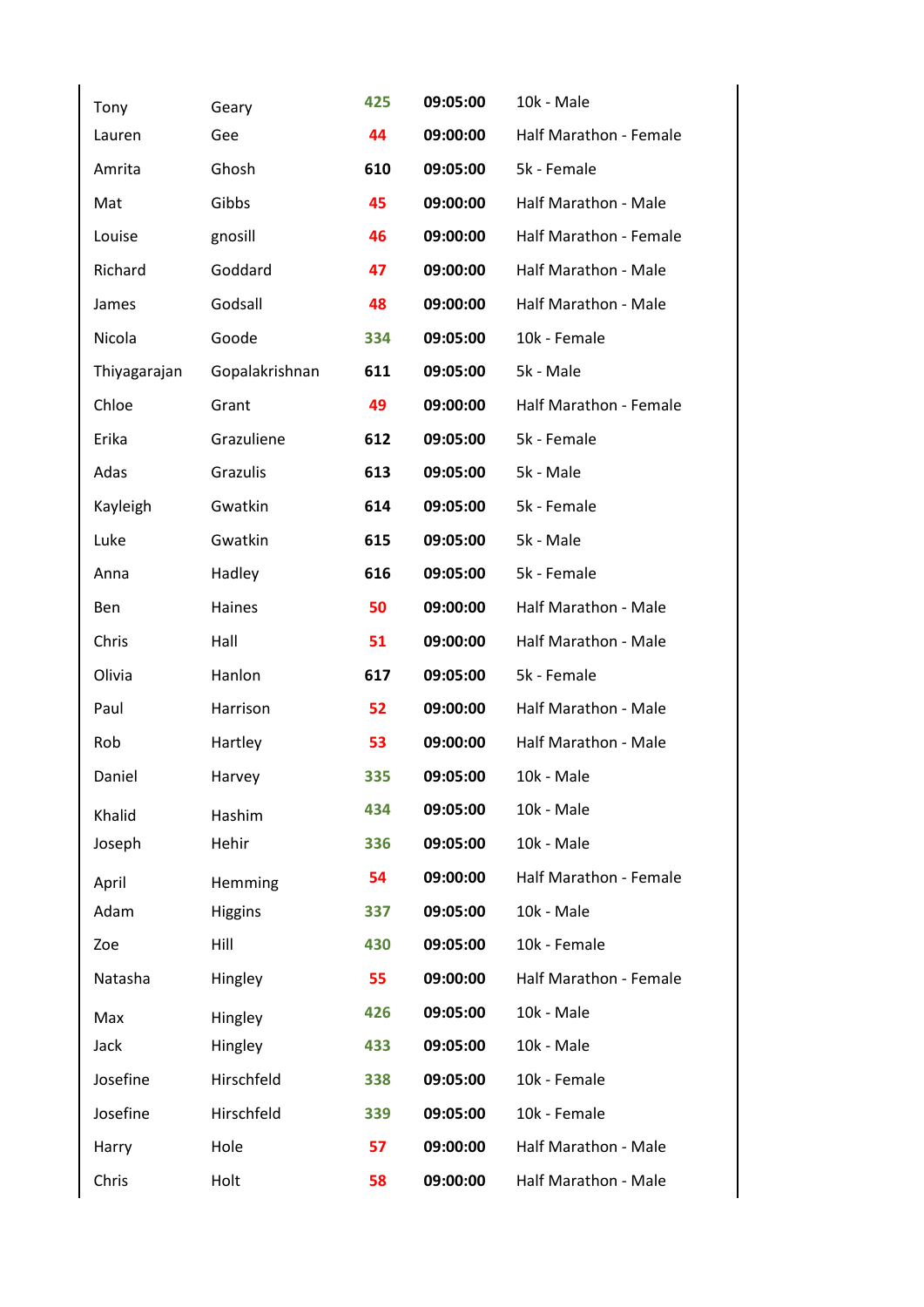| | | | | |
|---|---|---|---|---|
| Tony | Geary | 425 | 09:05:00 | 10k - Male |
| Lauren | Gee | 44 | 09:00:00 | Half Marathon - Female |
| Amrita | Ghosh | 610 | 09:05:00 | 5k - Female |
| Mat | Gibbs | 45 | 09:00:00 | Half Marathon - Male |
| Louise | gnosill | 46 | 09:00:00 | Half Marathon - Female |
| Richard | Goddard | 47 | 09:00:00 | Half Marathon - Male |
| James | Godsall | 48 | 09:00:00 | Half Marathon - Male |
| Nicola | Goode | 334 | 09:05:00 | 10k - Female |
| Thiyagarajan | Gopalakrishnan | 611 | 09:05:00 | 5k - Male |
| Chloe | Grant | 49 | 09:00:00 | Half Marathon - Female |
| Erika | Grazuliene | 612 | 09:05:00 | 5k - Female |
| Adas | Grazulis | 613 | 09:05:00 | 5k - Male |
| Kayleigh | Gwatkin | 614 | 09:05:00 | 5k - Female |
| Luke | Gwatkin | 615 | 09:05:00 | 5k - Male |
| Anna | Hadley | 616 | 09:05:00 | 5k - Female |
| Ben | Haines | 50 | 09:00:00 | Half Marathon - Male |
| Chris | Hall | 51 | 09:00:00 | Half Marathon - Male |
| Olivia | Hanlon | 617 | 09:05:00 | 5k - Female |
| Paul | Harrison | 52 | 09:00:00 | Half Marathon - Male |
| Rob | Hartley | 53 | 09:00:00 | Half Marathon - Male |
| Daniel | Harvey | 335 | 09:05:00 | 10k - Male |
| Khalid | Hashim | 434 | 09:05:00 | 10k - Male |
| Joseph | Hehir | 336 | 09:05:00 | 10k - Male |
| April | Hemming | 54 | 09:00:00 | Half Marathon - Female |
| Adam | Higgins | 337 | 09:05:00 | 10k - Male |
| Zoe | Hill | 430 | 09:05:00 | 10k - Female |
| Natasha | Hingley | 55 | 09:00:00 | Half Marathon - Female |
| Max | Hingley | 426 | 09:05:00 | 10k - Male |
| Jack | Hingley | 433 | 09:05:00 | 10k - Male |
| Josefine | Hirschfeld | 338 | 09:05:00 | 10k - Female |
| Josefine | Hirschfeld | 339 | 09:05:00 | 10k - Female |
| Harry | Hole | 57 | 09:00:00 | Half Marathon - Male |
| Chris | Holt | 58 | 09:00:00 | Half Marathon - Male |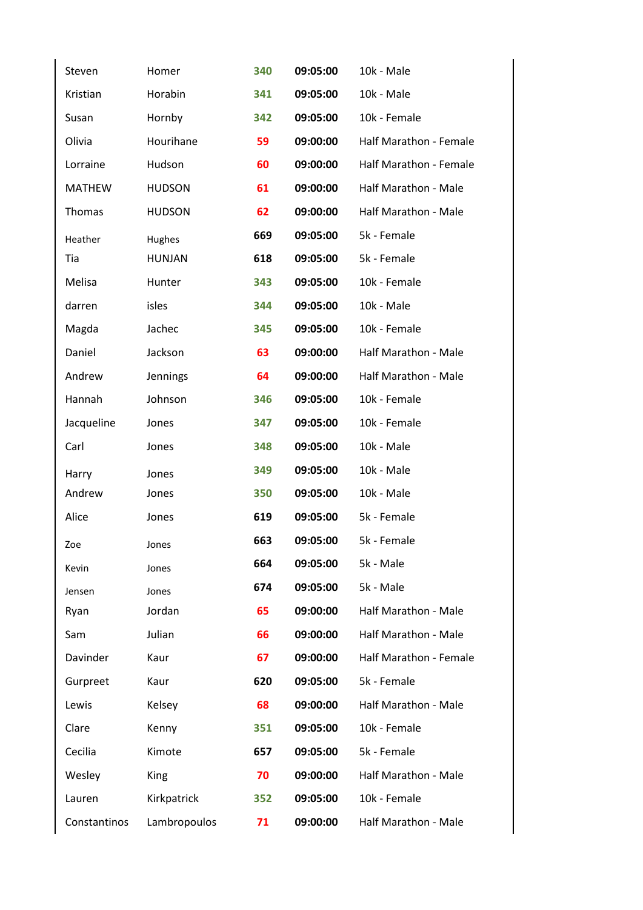| | | | | |
|---|---|---|---|---|
| Steven | Homer | 340 | 09:05:00 | 10k - Male |
| Kristian | Horabin | 341 | 09:05:00 | 10k - Male |
| Susan | Hornby | 342 | 09:05:00 | 10k - Female |
| Olivia | Hourihane | 59 | 09:00:00 | Half Marathon - Female |
| Lorraine | Hudson | 60 | 09:00:00 | Half Marathon - Female |
| MATHEW | HUDSON | 61 | 09:00:00 | Half Marathon - Male |
| Thomas | HUDSON | 62 | 09:00:00 | Half Marathon - Male |
| Heather | Hughes | 669 | 09:05:00 | 5k - Female |
| Tia | HUNJAN | 618 | 09:05:00 | 5k - Female |
| Melisa | Hunter | 343 | 09:05:00 | 10k - Female |
| darren | isles | 344 | 09:05:00 | 10k - Male |
| Magda | Jachec | 345 | 09:05:00 | 10k - Female |
| Daniel | Jackson | 63 | 09:00:00 | Half Marathon - Male |
| Andrew | Jennings | 64 | 09:00:00 | Half Marathon - Male |
| Hannah | Johnson | 346 | 09:05:00 | 10k - Female |
| Jacqueline | Jones | 347 | 09:05:00 | 10k - Female |
| Carl | Jones | 348 | 09:05:00 | 10k - Male |
| Harry | Jones | 349 | 09:05:00 | 10k - Male |
| Andrew | Jones | 350 | 09:05:00 | 10k - Male |
| Alice | Jones | 619 | 09:05:00 | 5k - Female |
| Zoe | Jones | 663 | 09:05:00 | 5k - Female |
| Kevin | Jones | 664 | 09:05:00 | 5k - Male |
| Jensen | Jones | 674 | 09:05:00 | 5k - Male |
| Ryan | Jordan | 65 | 09:00:00 | Half Marathon - Male |
| Sam | Julian | 66 | 09:00:00 | Half Marathon - Male |
| Davinder | Kaur | 67 | 09:00:00 | Half Marathon - Female |
| Gurpreet | Kaur | 620 | 09:05:00 | 5k - Female |
| Lewis | Kelsey | 68 | 09:00:00 | Half Marathon - Male |
| Clare | Kenny | 351 | 09:05:00 | 10k - Female |
| Cecilia | Kimote | 657 | 09:05:00 | 5k - Female |
| Wesley | King | 70 | 09:00:00 | Half Marathon - Male |
| Lauren | Kirkpatrick | 352 | 09:05:00 | 10k - Female |
| Constantinos | Lambropoulos | 71 | 09:00:00 | Half Marathon - Male |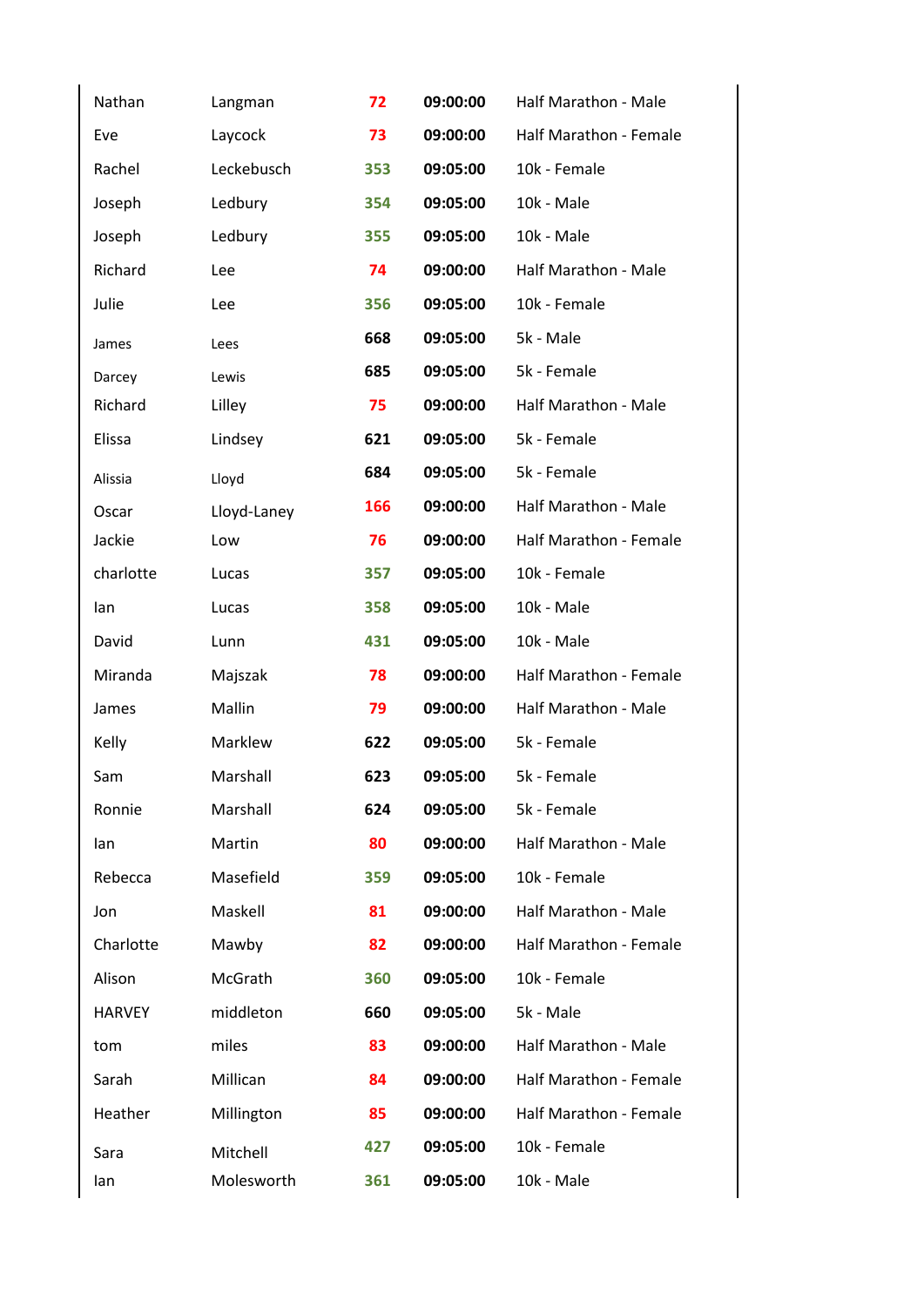| | | | | |
|---|---|---|---|---|
| Nathan | Langman | 72 | 09:00:00 | Half Marathon - Male |
| Eve | Laycock | 73 | 09:00:00 | Half Marathon - Female |
| Rachel | Leckebusch | 353 | 09:05:00 | 10k - Female |
| Joseph | Ledbury | 354 | 09:05:00 | 10k - Male |
| Joseph | Ledbury | 355 | 09:05:00 | 10k - Male |
| Richard | Lee | 74 | 09:00:00 | Half Marathon - Male |
| Julie | Lee | 356 | 09:05:00 | 10k - Female |
| James | Lees | 668 | 09:05:00 | 5k - Male |
| Darcey | Lewis | 685 | 09:05:00 | 5k - Female |
| Richard | Lilley | 75 | 09:00:00 | Half Marathon - Male |
| Elissa | Lindsey | 621 | 09:05:00 | 5k - Female |
| Alissia | Lloyd | 684 | 09:05:00 | 5k - Female |
| Oscar | Lloyd-Laney | 166 | 09:00:00 | Half Marathon - Male |
| Jackie | Low | 76 | 09:00:00 | Half Marathon - Female |
| charlotte | Lucas | 357 | 09:05:00 | 10k - Female |
| Ian | Lucas | 358 | 09:05:00 | 10k - Male |
| David | Lunn | 431 | 09:05:00 | 10k - Male |
| Miranda | Majszak | 78 | 09:00:00 | Half Marathon - Female |
| James | Mallin | 79 | 09:00:00 | Half Marathon - Male |
| Kelly | Marklew | 622 | 09:05:00 | 5k - Female |
| Sam | Marshall | 623 | 09:05:00 | 5k - Female |
| Ronnie | Marshall | 624 | 09:05:00 | 5k - Female |
| Ian | Martin | 80 | 09:00:00 | Half Marathon - Male |
| Rebecca | Masefield | 359 | 09:05:00 | 10k - Female |
| Jon | Maskell | 81 | 09:00:00 | Half Marathon - Male |
| Charlotte | Mawby | 82 | 09:00:00 | Half Marathon - Female |
| Alison | McGrath | 360 | 09:05:00 | 10k - Female |
| HARVEY | middleton | 660 | 09:05:00 | 5k - Male |
| tom | miles | 83 | 09:00:00 | Half Marathon - Male |
| Sarah | Millican | 84 | 09:00:00 | Half Marathon - Female |
| Heather | Millington | 85 | 09:00:00 | Half Marathon - Female |
| Sara | Mitchell | 427 | 09:05:00 | 10k - Female |
| Ian | Molesworth | 361 | 09:05:00 | 10k - Male |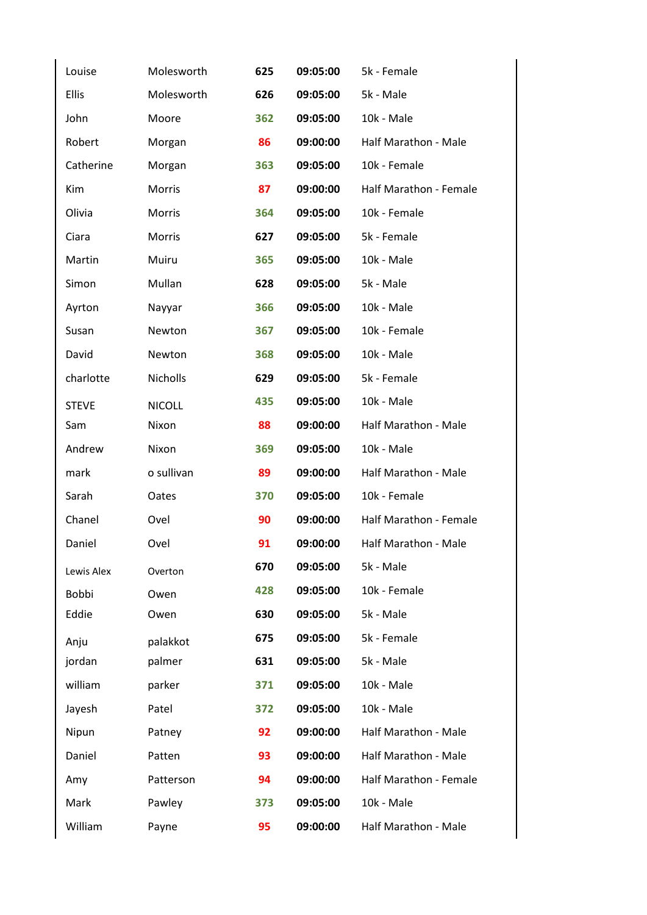| | | | | |
|---|---|---|---|---|
| Louise | Molesworth | 625 | 09:05:00 | 5k - Female |
| Ellis | Molesworth | 626 | 09:05:00 | 5k - Male |
| John | Moore | 362 | 09:05:00 | 10k - Male |
| Robert | Morgan | 86 | 09:00:00 | Half Marathon - Male |
| Catherine | Morgan | 363 | 09:05:00 | 10k - Female |
| Kim | Morris | 87 | 09:00:00 | Half Marathon - Female |
| Olivia | Morris | 364 | 09:05:00 | 10k - Female |
| Ciara | Morris | 627 | 09:05:00 | 5k - Female |
| Martin | Muiru | 365 | 09:05:00 | 10k - Male |
| Simon | Mullan | 628 | 09:05:00 | 5k - Male |
| Ayrton | Nayyar | 366 | 09:05:00 | 10k - Male |
| Susan | Newton | 367 | 09:05:00 | 10k - Female |
| David | Newton | 368 | 09:05:00 | 10k - Male |
| charlotte | Nicholls | 629 | 09:05:00 | 5k - Female |
| STEVE | NICOLL | 435 | 09:05:00 | 10k - Male |
| Sam | Nixon | 88 | 09:00:00 | Half Marathon - Male |
| Andrew | Nixon | 369 | 09:05:00 | 10k - Male |
| mark | o sullivan | 89 | 09:00:00 | Half Marathon - Male |
| Sarah | Oates | 370 | 09:05:00 | 10k - Female |
| Chanel | Ovel | 90 | 09:00:00 | Half Marathon - Female |
| Daniel | Ovel | 91 | 09:00:00 | Half Marathon - Male |
| Lewis Alex | Overton | 670 | 09:05:00 | 5k - Male |
| Bobbi | Owen | 428 | 09:05:00 | 10k - Female |
| Eddie | Owen | 630 | 09:05:00 | 5k - Male |
| Anju | palakkot | 675 | 09:05:00 | 5k - Female |
| jordan | palmer | 631 | 09:05:00 | 5k - Male |
| william | parker | 371 | 09:05:00 | 10k - Male |
| Jayesh | Patel | 372 | 09:05:00 | 10k - Male |
| Nipun | Patney | 92 | 09:00:00 | Half Marathon - Male |
| Daniel | Patten | 93 | 09:00:00 | Half Marathon - Male |
| Amy | Patterson | 94 | 09:00:00 | Half Marathon - Female |
| Mark | Pawley | 373 | 09:05:00 | 10k - Male |
| William | Payne | 95 | 09:00:00 | Half Marathon - Male |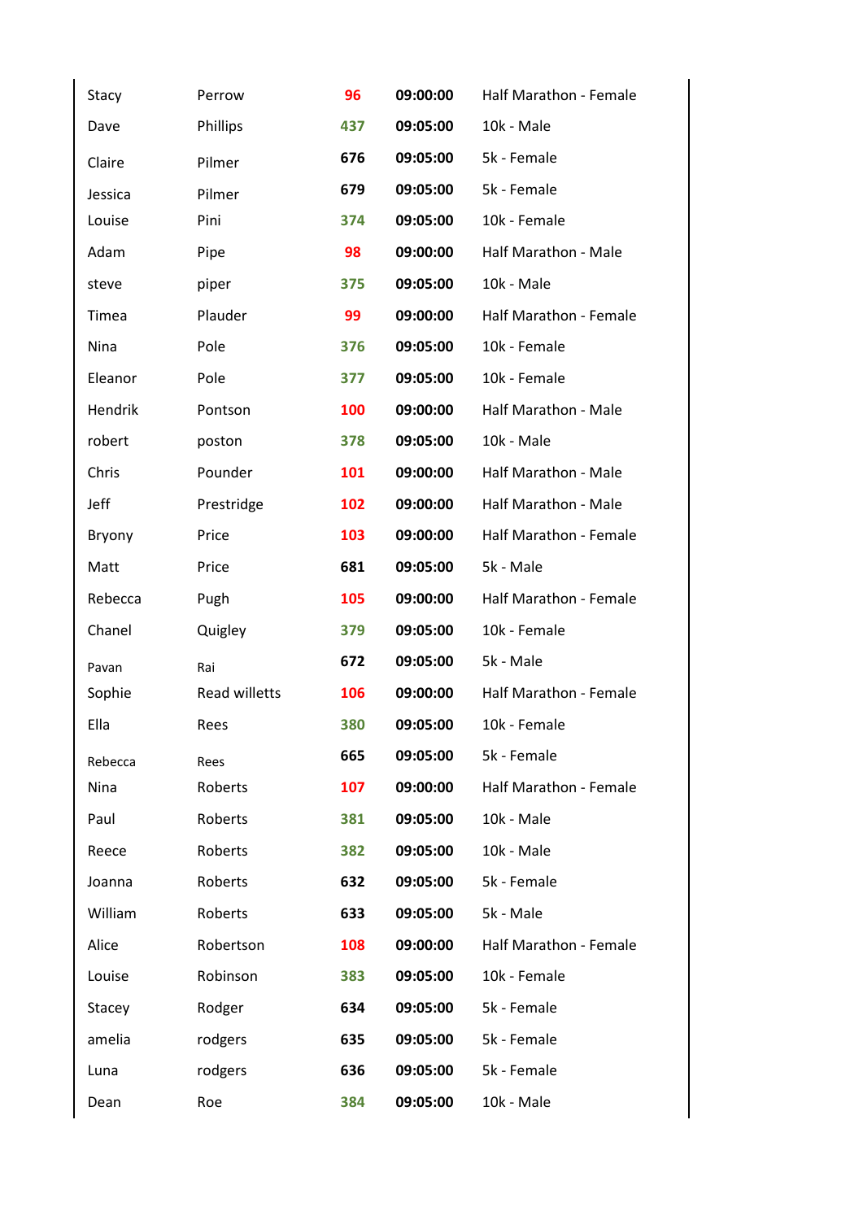| | | | | |
|---|---|---|---|---|
| Stacy | Perrow | 96 | 09:00:00 | Half Marathon - Female |
| Dave | Phillips | 437 | 09:05:00 | 10k - Male |
| Claire | Pilmer | 676 | 09:05:00 | 5k - Female |
| Jessica | Pilmer | 679 | 09:05:00 | 5k - Female |
| Louise | Pini | 374 | 09:05:00 | 10k - Female |
| Adam | Pipe | 98 | 09:00:00 | Half Marathon - Male |
| steve | piper | 375 | 09:05:00 | 10k - Male |
| Timea | Plauder | 99 | 09:00:00 | Half Marathon - Female |
| Nina | Pole | 376 | 09:05:00 | 10k - Female |
| Eleanor | Pole | 377 | 09:05:00 | 10k - Female |
| Hendrik | Pontson | 100 | 09:00:00 | Half Marathon - Male |
| robert | poston | 378 | 09:05:00 | 10k - Male |
| Chris | Pounder | 101 | 09:00:00 | Half Marathon - Male |
| Jeff | Prestridge | 102 | 09:00:00 | Half Marathon - Male |
| Bryony | Price | 103 | 09:00:00 | Half Marathon - Female |
| Matt | Price | 681 | 09:05:00 | 5k - Male |
| Rebecca | Pugh | 105 | 09:00:00 | Half Marathon - Female |
| Chanel | Quigley | 379 | 09:05:00 | 10k - Female |
| Pavan | Rai | 672 | 09:05:00 | 5k - Male |
| Sophie | Read willetts | 106 | 09:00:00 | Half Marathon - Female |
| Ella | Rees | 380 | 09:05:00 | 10k - Female |
| Rebecca | Rees | 665 | 09:05:00 | 5k - Female |
| Nina | Roberts | 107 | 09:00:00 | Half Marathon - Female |
| Paul | Roberts | 381 | 09:05:00 | 10k - Male |
| Reece | Roberts | 382 | 09:05:00 | 10k - Male |
| Joanna | Roberts | 632 | 09:05:00 | 5k - Female |
| William | Roberts | 633 | 09:05:00 | 5k - Male |
| Alice | Robertson | 108 | 09:00:00 | Half Marathon - Female |
| Louise | Robinson | 383 | 09:05:00 | 10k - Female |
| Stacey | Rodger | 634 | 09:05:00 | 5k - Female |
| amelia | rodgers | 635 | 09:05:00 | 5k - Female |
| Luna | rodgers | 636 | 09:05:00 | 5k - Female |
| Dean | Roe | 384 | 09:05:00 | 10k - Male |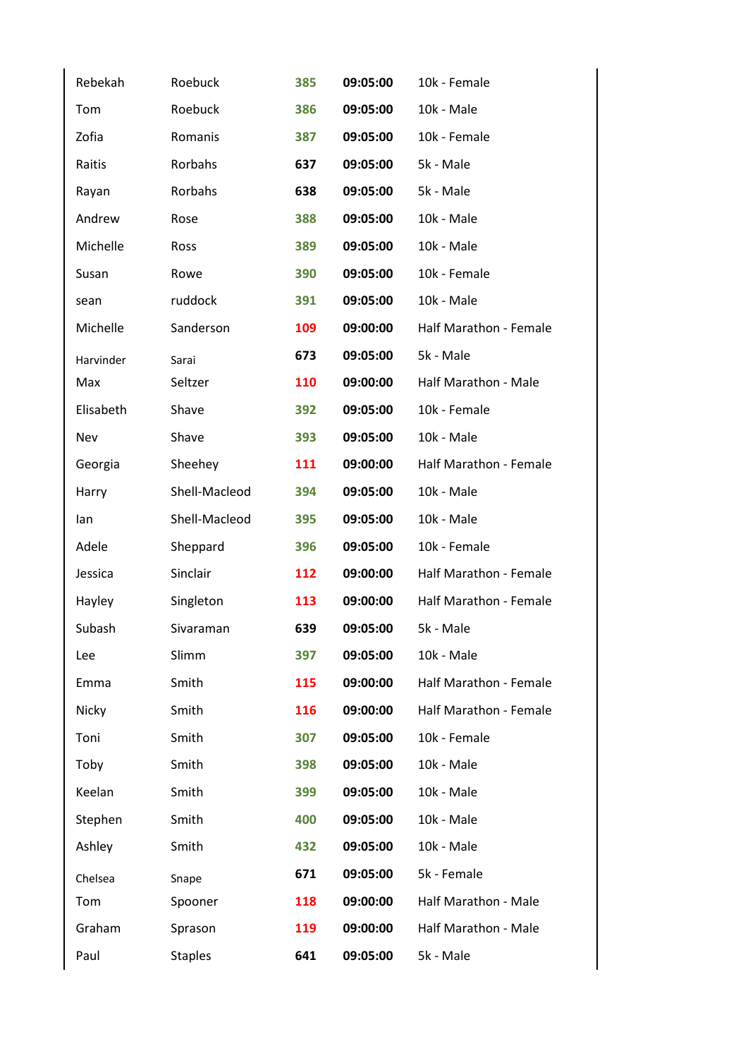| | | | | |
|---|---|---|---|---|
| Rebekah | Roebuck | 385 | 09:05:00 | 10k - Female |
| Tom | Roebuck | 386 | 09:05:00 | 10k - Male |
| Zofia | Romanis | 387 | 09:05:00 | 10k - Female |
| Raitis | Rorbahs | 637 | 09:05:00 | 5k - Male |
| Rayan | Rorbahs | 638 | 09:05:00 | 5k - Male |
| Andrew | Rose | 388 | 09:05:00 | 10k - Male |
| Michelle | Ross | 389 | 09:05:00 | 10k - Male |
| Susan | Rowe | 390 | 09:05:00 | 10k - Female |
| sean | ruddock | 391 | 09:05:00 | 10k - Male |
| Michelle | Sanderson | 109 | 09:00:00 | Half Marathon - Female |
| Harvinder | Sarai | 673 | 09:05:00 | 5k - Male |
| Max | Seltzer | 110 | 09:00:00 | Half Marathon - Male |
| Elisabeth | Shave | 392 | 09:05:00 | 10k - Female |
| Nev | Shave | 393 | 09:05:00 | 10k - Male |
| Georgia | Sheehey | 111 | 09:00:00 | Half Marathon - Female |
| Harry | Shell-Macleod | 394 | 09:05:00 | 10k - Male |
| Ian | Shell-Macleod | 395 | 09:05:00 | 10k - Male |
| Adele | Sheppard | 396 | 09:05:00 | 10k - Female |
| Jessica | Sinclair | 112 | 09:00:00 | Half Marathon - Female |
| Hayley | Singleton | 113 | 09:00:00 | Half Marathon - Female |
| Subash | Sivaraman | 639 | 09:05:00 | 5k - Male |
| Lee | Slimm | 397 | 09:05:00 | 10k - Male |
| Emma | Smith | 115 | 09:00:00 | Half Marathon - Female |
| Nicky | Smith | 116 | 09:00:00 | Half Marathon - Female |
| Toni | Smith | 307 | 09:05:00 | 10k - Female |
| Toby | Smith | 398 | 09:05:00 | 10k - Male |
| Keelan | Smith | 399 | 09:05:00 | 10k - Male |
| Stephen | Smith | 400 | 09:05:00 | 10k - Male |
| Ashley | Smith | 432 | 09:05:00 | 10k - Male |
| Chelsea | Snape | 671 | 09:05:00 | 5k - Female |
| Tom | Spooner | 118 | 09:00:00 | Half Marathon - Male |
| Graham | Sprason | 119 | 09:00:00 | Half Marathon - Male |
| Paul | Staples | 641 | 09:05:00 | 5k - Male |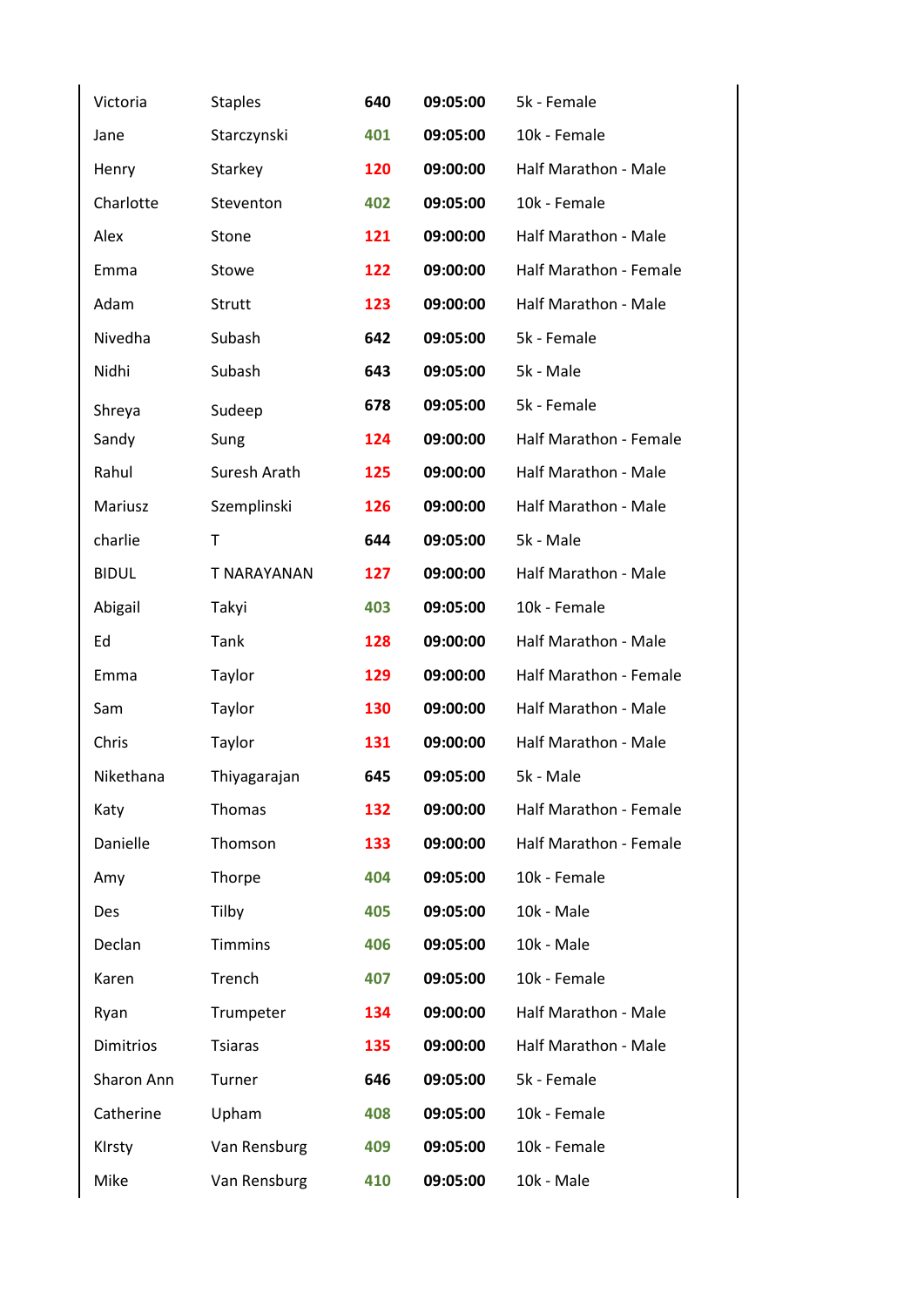| | | | | |
|---|---|---|---|---|
| Victoria | Staples | **640** | **09:05:00** | 5k - Female |
| Jane | Starczynski | **401** | **09:05:00** | 10k - Female |
| Henry | Starkey | **120** | **09:00:00** | Half Marathon - Male |
| Charlotte | Steventon | **402** | **09:05:00** | 10k - Female |
| Alex | Stone | **121** | **09:00:00** | Half Marathon - Male |
| Emma | Stowe | **122** | **09:00:00** | Half Marathon - Female |
| Adam | Strutt | **123** | **09:00:00** | Half Marathon - Male |
| Nivedha | Subash | **642** | **09:05:00** | 5k - Female |
| Nidhi | Subash | **643** | **09:05:00** | 5k - Male |
| Shreya | Sudeep | **678** | **09:05:00** | 5k - Female |
| Sandy | Sung | **124** | **09:00:00** | Half Marathon - Female |
| Rahul | Suresh Arath | **125** | **09:00:00** | Half Marathon - Male |
| Mariusz | Szemplinski | **126** | **09:00:00** | Half Marathon - Male |
| charlie | T | **644** | **09:05:00** | 5k - Male |
| BIDUL | T NARAYANAN | **127** | **09:00:00** | Half Marathon - Male |
| Abigail | Takyi | **403** | **09:05:00** | 10k - Female |
| Ed | Tank | **128** | **09:00:00** | Half Marathon - Male |
| Emma | Taylor | **129** | **09:00:00** | Half Marathon - Female |
| Sam | Taylor | **130** | **09:00:00** | Half Marathon - Male |
| Chris | Taylor | **131** | **09:00:00** | Half Marathon - Male |
| Nikethana | Thiyagarajan | **645** | **09:05:00** | 5k - Male |
| Katy | Thomas | **132** | **09:00:00** | Half Marathon - Female |
| Danielle | Thomson | **133** | **09:00:00** | Half Marathon - Female |
| Amy | Thorpe | **404** | **09:05:00** | 10k - Female |
| Des | Tilby | **405** | **09:05:00** | 10k - Male |
| Declan | Timmins | **406** | **09:05:00** | 10k - Male |
| Karen | Trench | **407** | **09:05:00** | 10k - Female |
| Ryan | Trumpeter | **134** | **09:00:00** | Half Marathon - Male |
| Dimitrios | Tsiaras | **135** | **09:00:00** | Half Marathon - Male |
| Sharon Ann | Turner | **646** | **09:05:00** | 5k - Female |
| Catherine | Upham | **408** | **09:05:00** | 10k - Female |
| KIrsty | Van Rensburg | **409** | **09:05:00** | 10k - Female |
| Mike | Van Rensburg | **410** | **09:05:00** | 10k - Male |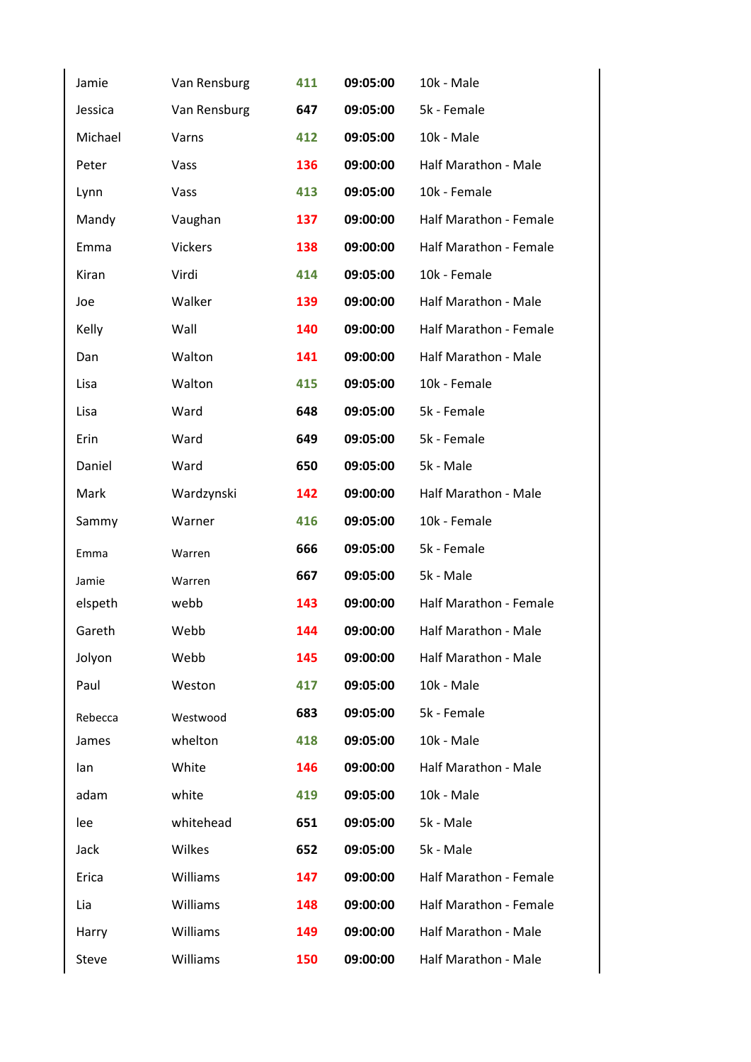| | | | | |
|---|---|---|---|---|
| Jamie | Van Rensburg | 411 | 09:05:00 | 10k - Male |
| Jessica | Van Rensburg | 647 | 09:05:00 | 5k - Female |
| Michael | Varns | 412 | 09:05:00 | 10k - Male |
| Peter | Vass | 136 | 09:00:00 | Half Marathon - Male |
| Lynn | Vass | 413 | 09:05:00 | 10k - Female |
| Mandy | Vaughan | 137 | 09:00:00 | Half Marathon - Female |
| Emma | Vickers | 138 | 09:00:00 | Half Marathon - Female |
| Kiran | Virdi | 414 | 09:05:00 | 10k - Female |
| Joe | Walker | 139 | 09:00:00 | Half Marathon - Male |
| Kelly | Wall | 140 | 09:00:00 | Half Marathon - Female |
| Dan | Walton | 141 | 09:00:00 | Half Marathon - Male |
| Lisa | Walton | 415 | 09:05:00 | 10k - Female |
| Lisa | Ward | 648 | 09:05:00 | 5k - Female |
| Erin | Ward | 649 | 09:05:00 | 5k - Female |
| Daniel | Ward | 650 | 09:05:00 | 5k - Male |
| Mark | Wardzynski | 142 | 09:00:00 | Half Marathon - Male |
| Sammy | Warner | 416 | 09:05:00 | 10k - Female |
| Emma | Warren | 666 | 09:05:00 | 5k - Female |
| Jamie | Warren | 667 | 09:05:00 | 5k - Male |
| elspeth | webb | 143 | 09:00:00 | Half Marathon - Female |
| Gareth | Webb | 144 | 09:00:00 | Half Marathon - Male |
| Jolyon | Webb | 145 | 09:00:00 | Half Marathon - Male |
| Paul | Weston | 417 | 09:05:00 | 10k - Male |
| Rebecca | Westwood | 683 | 09:05:00 | 5k - Female |
| James | whelton | 418 | 09:05:00 | 10k - Male |
| Ian | White | 146 | 09:00:00 | Half Marathon - Male |
| adam | white | 419 | 09:05:00 | 10k - Male |
| lee | whitehead | 651 | 09:05:00 | 5k - Male |
| Jack | Wilkes | 652 | 09:05:00 | 5k - Male |
| Erica | Williams | 147 | 09:00:00 | Half Marathon - Female |
| Lia | Williams | 148 | 09:00:00 | Half Marathon - Female |
| Harry | Williams | 149 | 09:00:00 | Half Marathon - Male |
| Steve | Williams | 150 | 09:00:00 | Half Marathon - Male |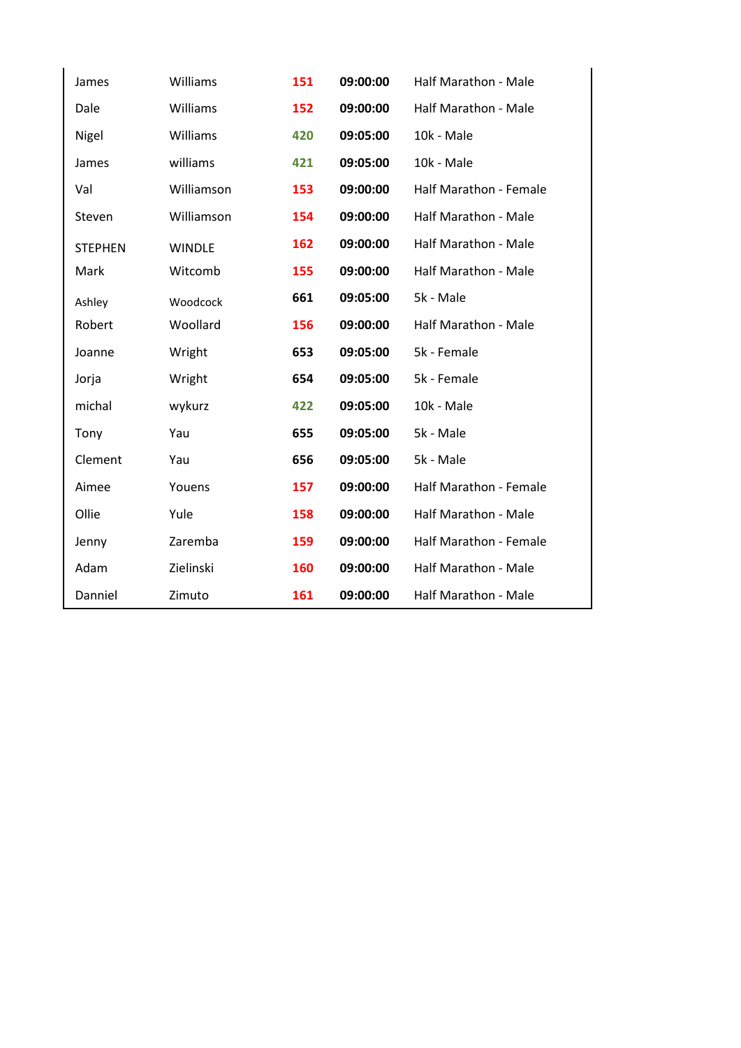| | | | | |
|---|---|---|---|---|
| James | Williams | 151 | 09:00:00 | Half Marathon - Male |
| Dale | Williams | 152 | 09:00:00 | Half Marathon - Male |
| Nigel | Williams | 420 | 09:05:00 | 10k - Male |
| James | williams | 421 | 09:05:00 | 10k - Male |
| Val | Williamson | 153 | 09:00:00 | Half Marathon - Female |
| Steven | Williamson | 154 | 09:00:00 | Half Marathon - Male |
| STEPHEN | WINDLE | 162 | 09:00:00 | Half Marathon - Male |
| Mark | Witcomb | 155 | 09:00:00 | Half Marathon - Male |
| Ashley | Woodcock | 661 | 09:05:00 | 5k - Male |
| Robert | Woollard | 156 | 09:00:00 | Half Marathon - Male |
| Joanne | Wright | 653 | 09:05:00 | 5k - Female |
| Jorja | Wright | 654 | 09:05:00 | 5k - Female |
| michal | wykurz | 422 | 09:05:00 | 10k - Male |
| Tony | Yau | 655 | 09:05:00 | 5k - Male |
| Clement | Yau | 656 | 09:05:00 | 5k - Male |
| Aimee | Youens | 157 | 09:00:00 | Half Marathon - Female |
| Ollie | Yule | 158 | 09:00:00 | Half Marathon - Male |
| Jenny | Zaremba | 159 | 09:00:00 | Half Marathon - Female |
| Adam | Zielinski | 160 | 09:00:00 | Half Marathon - Male |
| Danniel | Zimuto | 161 | 09:00:00 | Half Marathon - Male |